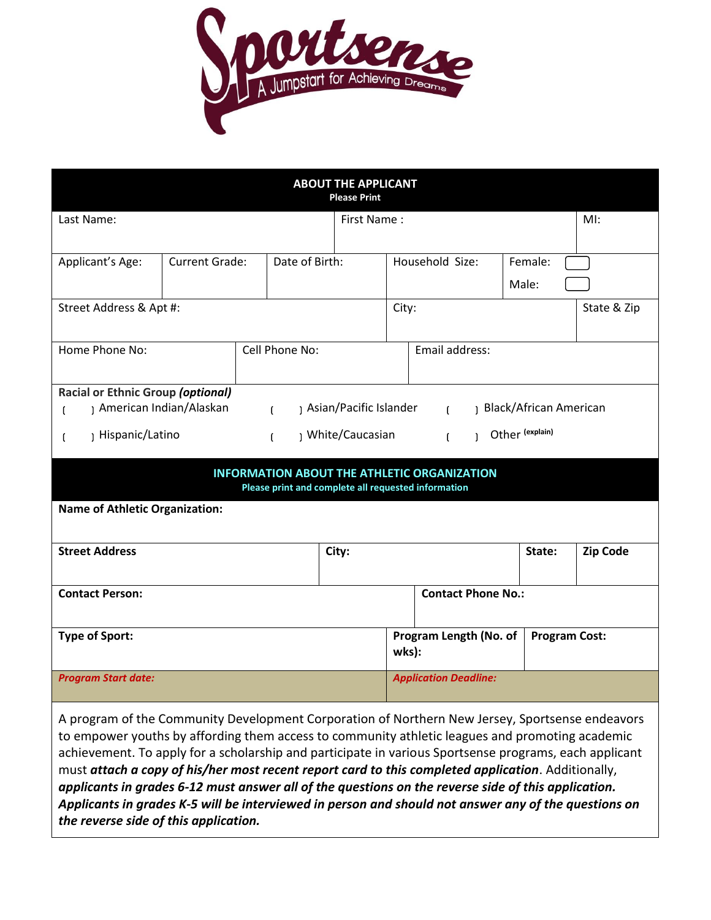# Sportsense

A Jumpstart for Achieving Dreams

## ABOUT THE APPLICANT

**Please Print**

| Last Name: | | First Name : | | MI: |
|---|---|---|---|---|
| Applicant's Age: | Current Grade: | Date of Birth: | Household Size: | Female: ☐ Male: ☐ |
| Street Address & Apt #: | | | City: | State & Zip |
| Home Phone No: | Cell Phone No: | | Email address: | |

**Racial or Ethnic Group *(optional)***

( ) American Indian/Alaskan ( ) Asian/Pacific Islander ( ) Black/African American

( ) Hispanic/Latino ( ) White/Caucasian ( ) Other (explain)

## INFORMATION ABOUT THE ATHLETIC ORGANIZATION

**Please print and complete all requested information**

| **Name of Athletic Organization:** | | | |
|---|---|---|---|
| **Street Address** | **City:** | **State:** | **Zip Code** |
| **Contact Person:** | | **Contact Phone No.:** | |
| **Type of Sport:** | | **Program Length (No. of wks):** | **Program Cost:** |
| ***Program Start date:*** | | ***Application Deadline:*** | |

A program of the Community Development Corporation of Northern New Jersey, Sportsense endeavors to empower youths by affording them access to community athletic leagues and promoting academic achievement. To apply for a scholarship and participate in various Sportsense programs, each applicant must ***attach a copy of his/her most recent report card to this completed application***. Additionally, ***applicants in grades 6-12 must answer all of the questions on the reverse side of this application. Applicants in grades K-5 will be interviewed in person and should not answer any of the questions on the reverse side of this application.***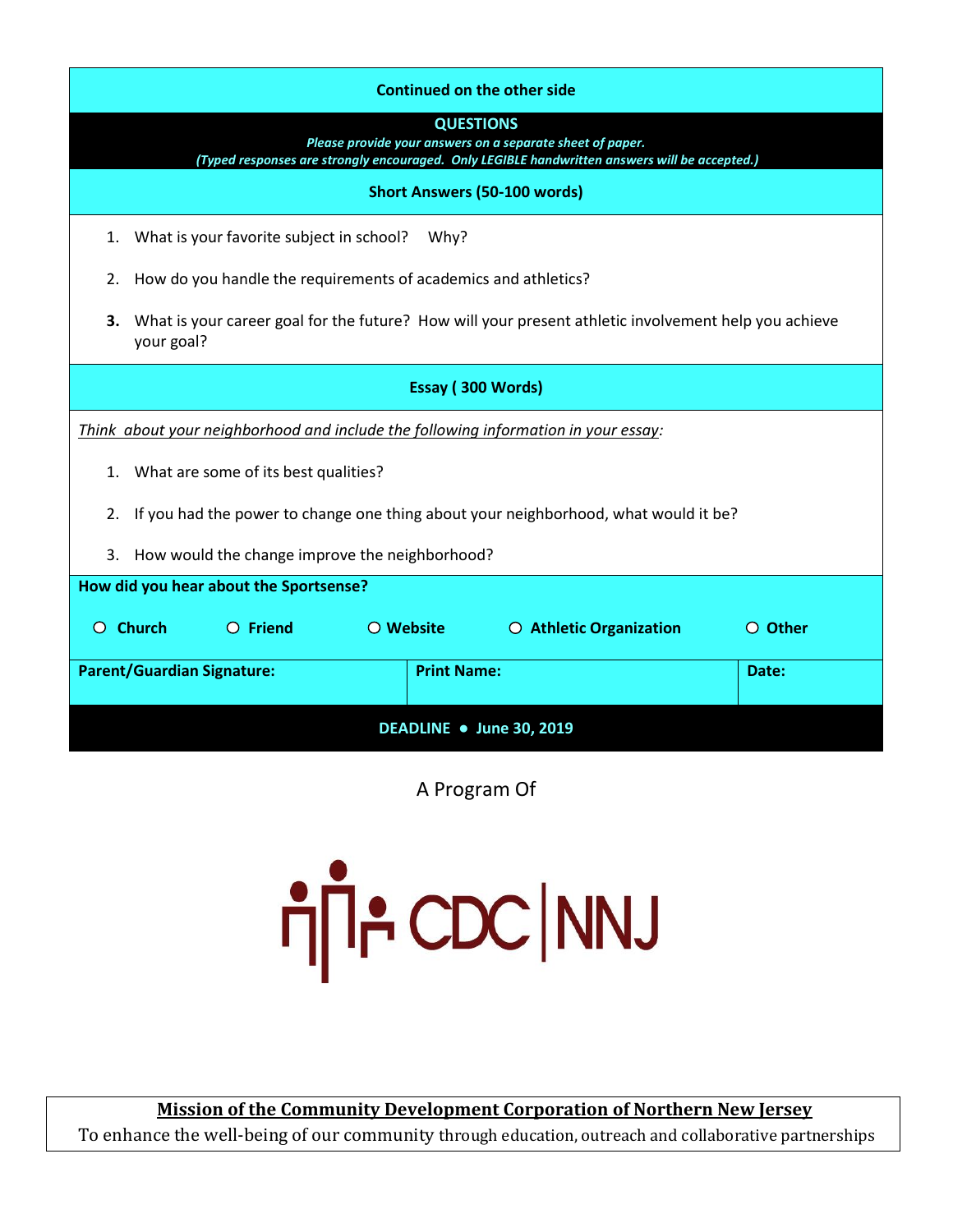**Continued on the other side**

## QUESTIONS

***Please provide your answers on a separate sheet of paper.***
***(Typed responses are strongly encouraged. Only LEGIBLE handwritten answers will be accepted.)***

### Short Answers (50-100 words)

1. What is your favorite subject in school? Why?
2. How do you handle the requirements of academics and athletics?
3. What is your career goal for the future? How will your present athletic involvement help you achieve your goal?

### Essay ( 300 Words)

*Think about your neighborhood and include the following information in your essay:*

1. What are some of its best qualities?
2. If you had the power to change one thing about your neighborhood, what would it be?
3. How would the change improve the neighborhood?

**How did you hear about the Sportsense?**

○ **Church** ○ **Friend** ○ **Website** ○ **Athletic Organization** ○ **Other**

| **Parent/Guardian Signature:** | **Print Name:** | **Date:** |
|---|---|---|
| | | |

**DEADLINE • June 30, 2019**

A Program Of

CDC | NNJ

**Mission of the Community Development Corporation of Northern New Jersey**

To enhance the well-being of our community through education, outreach and collaborative partnerships